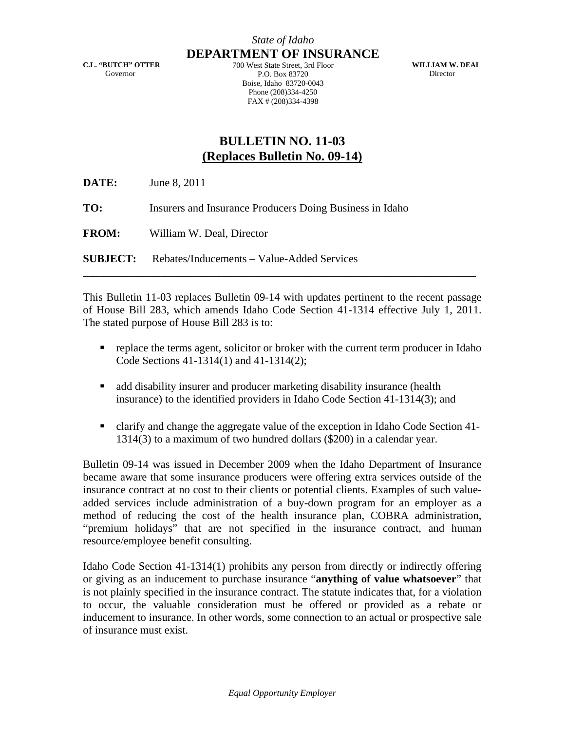*State of Idaho*

**DEPARTMENT OF INSURANCE**

**C.L. "BUTCH" OTTER**
Governor

700 West State Street, 3rd Floor
P.O. Box 83720
Boise, Idaho 83720-0043
Phone (208)334-4250
FAX # (208)334-4398

**WILLIAM W. DEAL**
Director

# BULLETIN NO. 11-03
## (Replaces Bulletin No. 09-14)

**DATE:** June 8, 2011

**TO:** Insurers and Insurance Producers Doing Business in Idaho

**FROM:** William W. Deal, Director

**SUBJECT:** Rebates/Inducements – Value-Added Services

---

This Bulletin 11-03 replaces Bulletin 09-14 with updates pertinent to the recent passage of House Bill 283, which amends Idaho Code Section 41-1314 effective July 1, 2011. The stated purpose of House Bill 283 is to:

- replace the terms agent, solicitor or broker with the current term producer in Idaho Code Sections 41-1314(1) and 41-1314(2);
- add disability insurer and producer marketing disability insurance (health insurance) to the identified providers in Idaho Code Section 41-1314(3); and
- clarify and change the aggregate value of the exception in Idaho Code Section 41-1314(3) to a maximum of two hundred dollars ($200) in a calendar year.

Bulletin 09-14 was issued in December 2009 when the Idaho Department of Insurance became aware that some insurance producers were offering extra services outside of the insurance contract at no cost to their clients or potential clients. Examples of such value-added services include administration of a buy-down program for an employer as a method of reducing the cost of the health insurance plan, COBRA administration, "premium holidays" that are not specified in the insurance contract, and human resource/employee benefit consulting.

Idaho Code Section 41-1314(1) prohibits any person from directly or indirectly offering or giving as an inducement to purchase insurance "**anything of value whatsoever**" that is not plainly specified in the insurance contract. The statute indicates that, for a violation to occur, the valuable consideration must be offered or provided as a rebate or inducement to insurance. In other words, some connection to an actual or prospective sale of insurance must exist.

*Equal Opportunity Employer*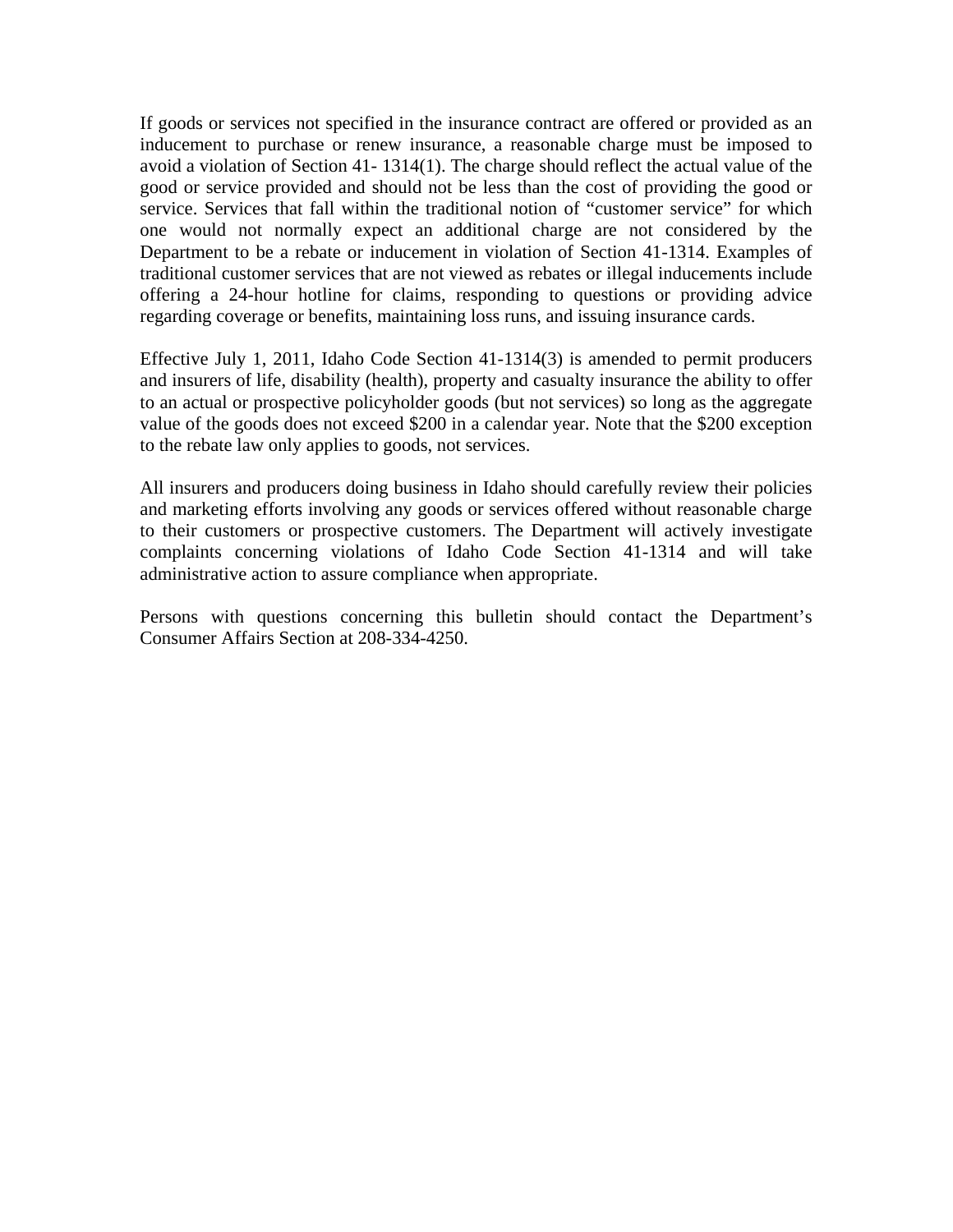If goods or services not specified in the insurance contract are offered or provided as an inducement to purchase or renew insurance, a reasonable charge must be imposed to avoid a violation of Section 41- 1314(1). The charge should reflect the actual value of the good or service provided and should not be less than the cost of providing the good or service. Services that fall within the traditional notion of “customer service” for which one would not normally expect an additional charge are not considered by the Department to be a rebate or inducement in violation of Section 41-1314. Examples of traditional customer services that are not viewed as rebates or illegal inducements include offering a 24-hour hotline for claims, responding to questions or providing advice regarding coverage or benefits, maintaining loss runs, and issuing insurance cards.

Effective July 1, 2011, Idaho Code Section 41-1314(3) is amended to permit producers and insurers of life, disability (health), property and casualty insurance the ability to offer to an actual or prospective policyholder goods (but not services) so long as the aggregate value of the goods does not exceed $200 in a calendar year. Note that the $200 exception to the rebate law only applies to goods, not services.

All insurers and producers doing business in Idaho should carefully review their policies and marketing efforts involving any goods or services offered without reasonable charge to their customers or prospective customers. The Department will actively investigate complaints concerning violations of Idaho Code Section 41-1314 and will take administrative action to assure compliance when appropriate.

Persons with questions concerning this bulletin should contact the Department’s Consumer Affairs Section at 208-334-4250.